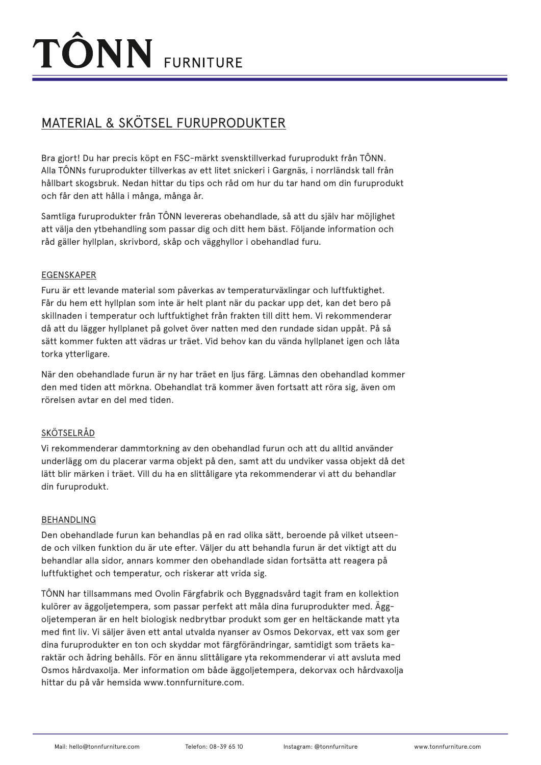# TÔNN FURNITURE

## MATERIAL & SKÖTSEL FURUPRODUKTER

Bra gjort! Du har precis köpt en FSC-märkt svensktillverkad furuprodukt från TÔNN. Alla TÔNNs furuprodukter tillverkas av ett litet snickeri i Gargnäs, i norrländsk tall från hållbart skogsbruk. Nedan hittar du tips och råd om hur du tar hand om din furuprodukt och får den att hålla i många, många år.

Samtliga furuprodukter från TÔNN levereras obehandlade, så att du själv har möjlighet att välja den ytbehandling som passar dig och ditt hem bäst. Följande information och råd gäller hyllplan, skrivbord, skåp och vägghyllor i obehandlad furu.

### EGENSKAPER

Furu är ett levande material som påverkas av temperaturväxlingar och luftfuktighet. Får du hem ett hyllplan som inte är helt plant när du packar upp det, kan det bero på skillnaden i temperatur och luftfuktighet från frakten till ditt hem. Vi rekommenderar då att du lägger hyllplanet på golvet över natten med den rundade sidan uppåt. På så sätt kommer fukten att vädras ur träet. Vid behov kan du vända hyllplanet igen och låta torka ytterligare.

När den obehandlade furun är ny har träet en ljus färg. Lämnas den obehandlad kommer den med tiden att mörkna. Obehandlat trä kommer även fortsatt att röra sig, även om rörelsen avtar en del med tiden.

### SKÖTSELRÅD

Vi rekommenderar dammtorkning av den obehandlad furun och att du alltid använder underlägg om du placerar varma objekt på den, samt att du undviker vassa objekt då det lätt blir märken i träet. Vill du ha en slittåligare yta rekommenderar vi att du behandlar din furuprodukt.

### BEHANDLING

Den obehandlade furun kan behandlas på en rad olika sätt, beroende på vilket utseende och vilken funktion du är ute efter. Väljer du att behandla furun är det viktigt att du behandlar alla sidor, annars kommer den obehandlade sidan fortsätta att reagera på luftfuktighet och temperatur, och riskerar att vrida sig.

TÔNN har tillsammans med Ovolin Färgfabrik och Byggnadsvård tagit fram en kollektion kulörer av äggoljetempera, som passar perfekt att måla dina furuprodukter med. Äggoljetemperan är en helt biologisk nedbrytbar produkt som ger en heltäckande matt yta med fint liv. Vi säljer även ett antal utvalda nyanser av Osmos Dekorvax, ett vax som ger dina furuprodukter en ton och skyddar mot färgförändringar, samtidigt som träets karaktär och ådring behålls. För en ännu slittåligare yta rekommenderar vi att avsluta med Osmos hårdvaxolja. Mer information om både äggoljetempera, dekorvax och hårdvaxolja hittar du på vår hemsida www.tonnfurniture.com.

Mail: hello@tonnfurniture.com Telefon: 08-39 65 10 Instagram: @tonnfurniture www.tonnfurniture.com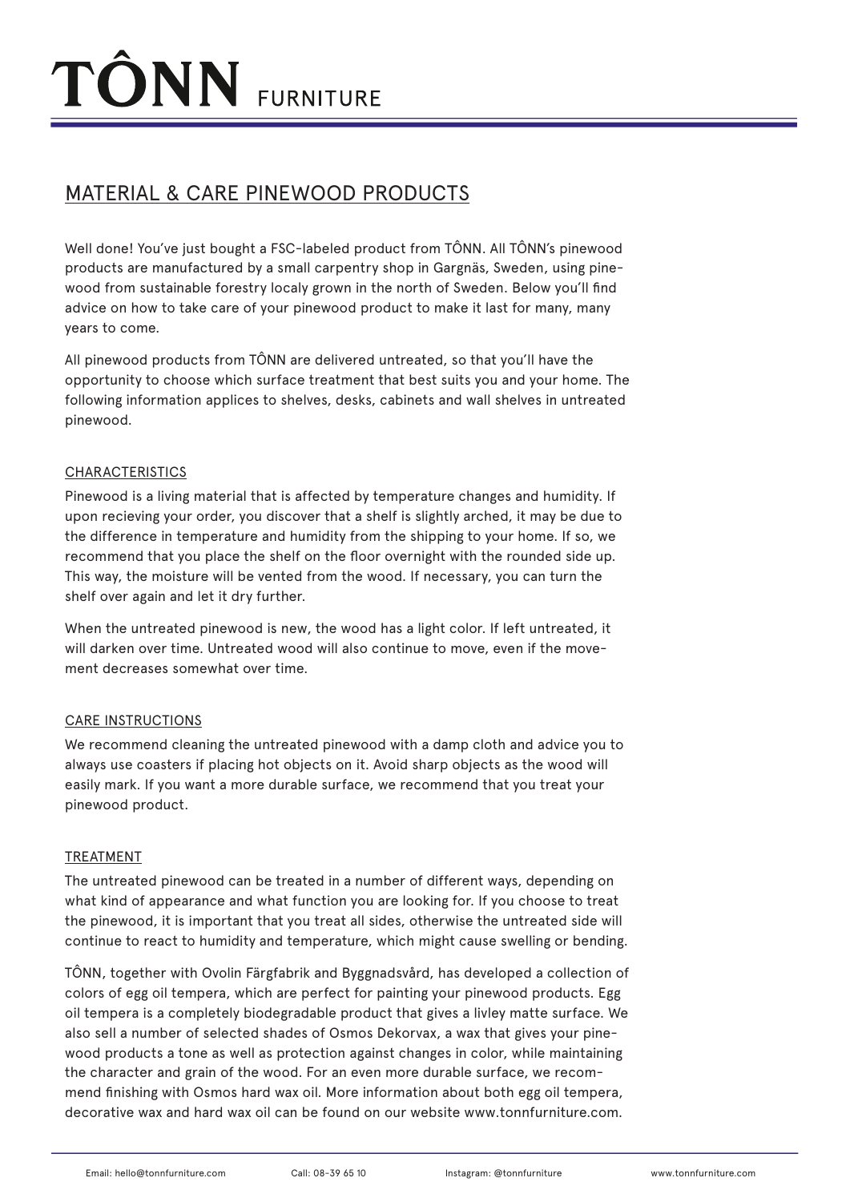# TÔNN FURNITURE

## MATERIAL & CARE PINEWOOD PRODUCTS

Well done! You've just bought a FSC-labeled product from TÔNN. All TÔNN's pinewood products are manufactured by a small carpentry shop in Gargnäs, Sweden, using pinewood from sustainable forestry localy grown in the north of Sweden. Below you'll find advice on how to take care of your pinewood product to make it last for many, many years to come.

All pinewood products from TÔNN are delivered untreated, so that you'll have the opportunity to choose which surface treatment that best suits you and your home. The following information applices to shelves, desks, cabinets and wall shelves in untreated pinewood.

### CHARACTERISTICS

Pinewood is a living material that is affected by temperature changes and humidity. If upon recieving your order, you discover that a shelf is slightly arched, it may be due to the difference in temperature and humidity from the shipping to your home. If so, we recommend that you place the shelf on the floor overnight with the rounded side up. This way, the moisture will be vented from the wood. If necessary, you can turn the shelf over again and let it dry further.

When the untreated pinewood is new, the wood has a light color. If left untreated, it will darken over time. Untreated wood will also continue to move, even if the movement decreases somewhat over time.

### CARE INSTRUCTIONS

We recommend cleaning the untreated pinewood with a damp cloth and advice you to always use coasters if placing hot objects on it. Avoid sharp objects as the wood will easily mark. If you want a more durable surface, we recommend that you treat your pinewood product.

### TREATMENT

The untreated pinewood can be treated in a number of different ways, depending on what kind of appearance and what function you are looking for. If you choose to treat the pinewood, it is important that you treat all sides, otherwise the untreated side will continue to react to humidity and temperature, which might cause swelling or bending.

TÔNN, together with Ovolin Färgfabrik and Byggnadsvård, has developed a collection of colors of egg oil tempera, which are perfect for painting your pinewood products. Egg oil tempera is a completely biodegradable product that gives a livley matte surface. We also sell a number of selected shades of Osmos Dekorvax, a wax that gives your pinewood products a tone as well as protection against changes in color, while maintaining the character and grain of the wood. For an even more durable surface, we recommend finishing with Osmos hard wax oil. More information about both egg oil tempera, decorative wax and hard wax oil can be found on our website www.tonnfurniture.com.

Email: hello@tonnfurniture.com Call: 08-39 65 10 Instagram: @tonnfurniture www.tonnfurniture.com